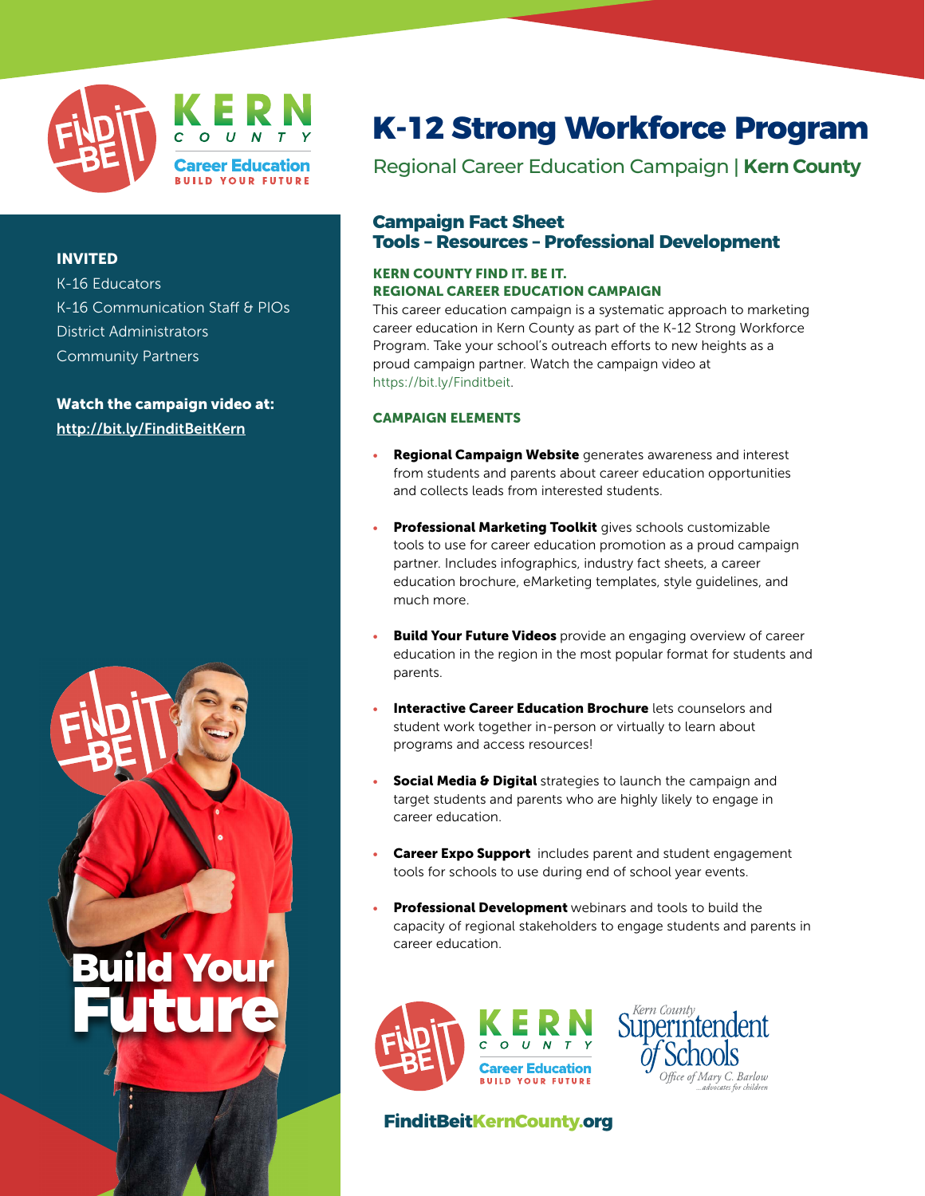# K-12 Strong Workforce Program

Regional Career Education Campaign | **Kern County**

**INVITED**

K-16 Educators
K-16 Communication Staff & PIOs
District Administrators
Community Partners

**Watch the campaign video at:**
**http://bit.ly/FinditBeitKern**

## Campaign Fact Sheet
## Tools – Resources – Professional Development

### KERN COUNTY FIND IT. BE IT. REGIONAL CAREER EDUCATION CAMPAIGN

This career education campaign is a systematic approach to marketing career education in Kern County as part of the K-12 Strong Workforce Program. Take your school's outreach efforts to new heights as a proud campaign partner. Watch the campaign video at https://bit.ly/Finditbeit.

### CAMPAIGN ELEMENTS

- **Regional Campaign Website** generates awareness and interest from students and parents about career education opportunities and collects leads from interested students.
- **Professional Marketing Toolkit** gives schools customizable tools to use for career education promotion as a proud campaign partner. Includes infographics, industry fact sheets, a career education brochure, eMarketing templates, style guidelines, and much more.
- **Build Your Future Videos** provide an engaging overview of career education in the region in the most popular format for students and parents.
- **Interactive Career Education Brochure** lets counselors and student work together in-person or virtually to learn about programs and access resources!
- **Social Media & Digital** strategies to launch the campaign and target students and parents who are highly likely to engage in career education.
- **Career Expo Support** includes parent and student engagement tools for schools to use during end of school year events.
- **Professional Development** webinars and tools to build the capacity of regional stakeholders to engage students and parents in career education.

Build Your Future

Kern County Career Education — Build Your Future

Kern County Superintendent of Schools — Office of Mary C. Barlow ...advocates for children

**FinditBeitKernCounty.org**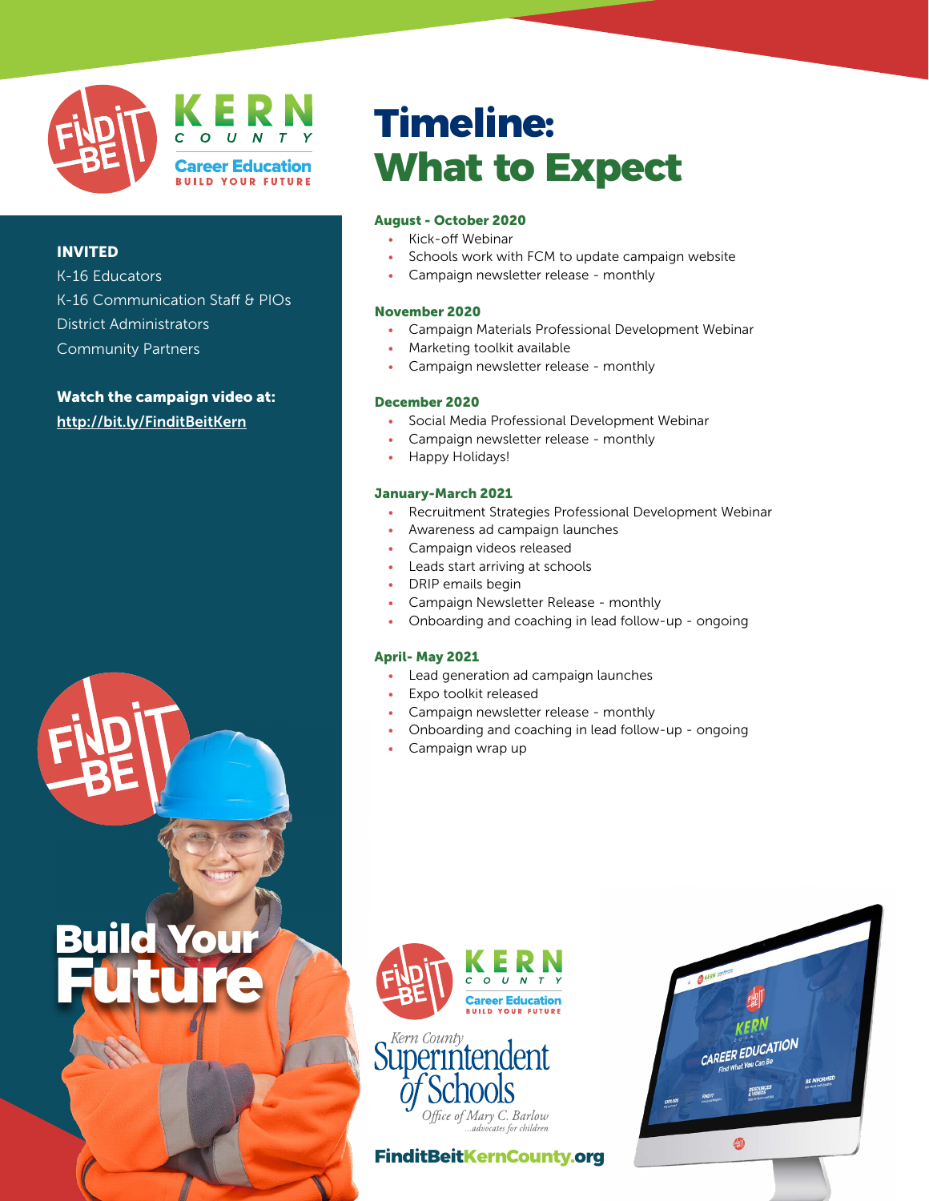# Timeline: What to Expect

**INVITED**

K-16 Educators
K-16 Communication Staff & PIOs
District Administrators
Community Partners

**Watch the campaign video at:**
http://bit.ly/FinditBeitKern

### August - October 2020

- Kick-off Webinar
- Schools work with FCM to update campaign website
- Campaign newsletter release - monthly

### November 2020

- Campaign Materials Professional Development Webinar
- Marketing toolkit available
- Campaign newsletter release - monthly

### December 2020

- Social Media Professional Development Webinar
- Campaign newsletter release - monthly
- Happy Holidays!

### January-March 2021

- Recruitment Strategies Professional Development Webinar
- Awareness ad campaign launches
- Campaign videos released
- Leads start arriving at schools
- DRIP emails begin
- Campaign Newsletter Release - monthly
- Onboarding and coaching in lead follow-up - ongoing

### April- May 2021

- Lead generation ad campaign launches
- Expo toolkit released
- Campaign newsletter release - monthly
- Onboarding and coaching in lead follow-up - ongoing
- Campaign wrap up

Build Your Future

Kern County Career Education Build Your Future

Kern County Superintendent of Schools
Office of Mary C. Barlow
...advocates for children

FinditBeitKernCounty.org